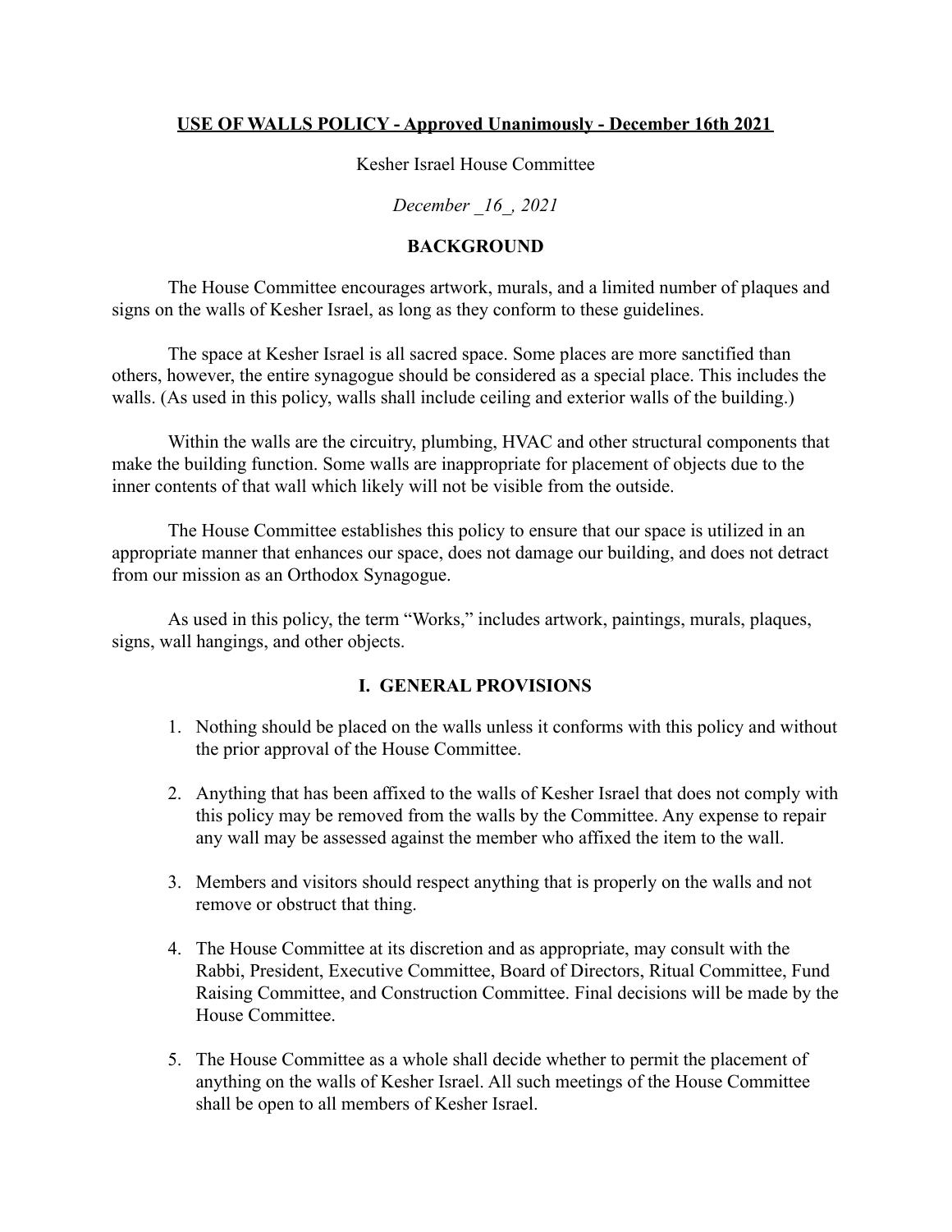**USE OF WALLS POLICY - Approved Unanimously - December 16th 2021**

Kesher Israel House Committee

*December _16_, 2021*

## BACKGROUND

The House Committee encourages artwork, murals, and a limited number of plaques and signs on the walls of Kesher Israel, as long as they conform to these guidelines.

The space at Kesher Israel is all sacred space. Some places are more sanctified than others, however, the entire synagogue should be considered as a special place. This includes the walls. (As used in this policy, walls shall include ceiling and exterior walls of the building.)

Within the walls are the circuitry, plumbing, HVAC and other structural components that make the building function. Some walls are inappropriate for placement of objects due to the inner contents of that wall which likely will not be visible from the outside.

The House Committee establishes this policy to ensure that our space is utilized in an appropriate manner that enhances our space, does not damage our building, and does not detract from our mission as an Orthodox Synagogue.

As used in this policy, the term "Works," includes artwork, paintings, murals, plaques, signs, wall hangings, and other objects.

## I. GENERAL PROVISIONS

1. Nothing should be placed on the walls unless it conforms with this policy and without the prior approval of the House Committee.
2. Anything that has been affixed to the walls of Kesher Israel that does not comply with this policy may be removed from the walls by the Committee. Any expense to repair any wall may be assessed against the member who affixed the item to the wall.
3. Members and visitors should respect anything that is properly on the walls and not remove or obstruct that thing.
4. The House Committee at its discretion and as appropriate, may consult with the Rabbi, President, Executive Committee, Board of Directors, Ritual Committee, Fund Raising Committee, and Construction Committee. Final decisions will be made by the House Committee.
5. The House Committee as a whole shall decide whether to permit the placement of anything on the walls of Kesher Israel. All such meetings of the House Committee shall be open to all members of Kesher Israel.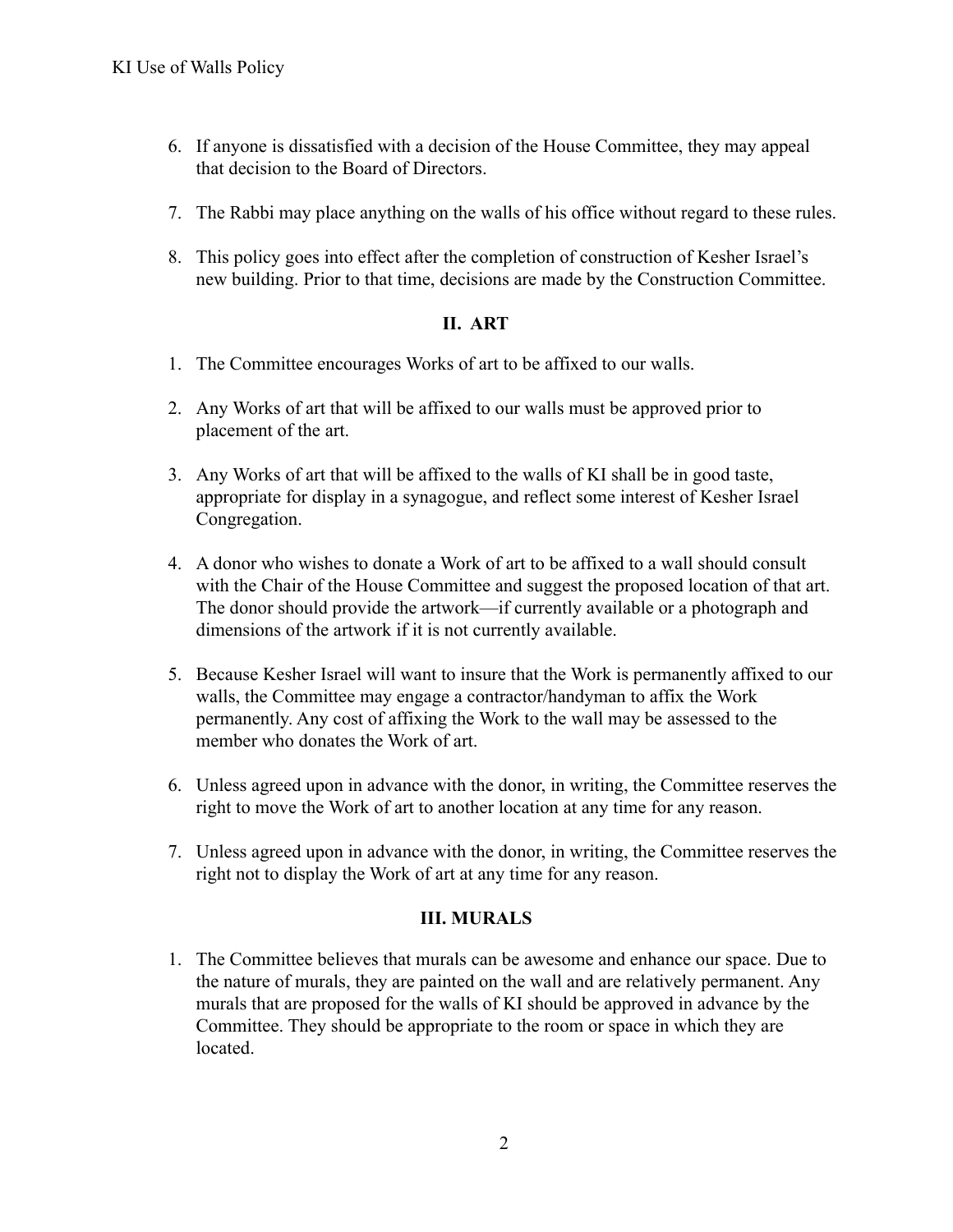6. If anyone is dissatisfied with a decision of the House Committee, they may appeal that decision to the Board of Directors.

7. The Rabbi may place anything on the walls of his office without regard to these rules.

8. This policy goes into effect after the completion of construction of Kesher Israel's new building. Prior to that time, decisions are made by the Construction Committee.

## II. ART

1. The Committee encourages Works of art to be affixed to our walls.

2. Any Works of art that will be affixed to our walls must be approved prior to placement of the art.

3. Any Works of art that will be affixed to the walls of KI shall be in good taste, appropriate for display in a synagogue, and reflect some interest of Kesher Israel Congregation.

4. A donor who wishes to donate a Work of art to be affixed to a wall should consult with the Chair of the House Committee and suggest the proposed location of that art. The donor should provide the artwork—if currently available or a photograph and dimensions of the artwork if it is not currently available.

5. Because Kesher Israel will want to insure that the Work is permanently affixed to our walls, the Committee may engage a contractor/handyman to affix the Work permanently. Any cost of affixing the Work to the wall may be assessed to the member who donates the Work of art.

6. Unless agreed upon in advance with the donor, in writing, the Committee reserves the right to move the Work of art to another location at any time for any reason.

7. Unless agreed upon in advance with the donor, in writing, the Committee reserves the right not to display the Work of art at any time for any reason.

## III. MURALS

1. The Committee believes that murals can be awesome and enhance our space. Due to the nature of murals, they are painted on the wall and are relatively permanent. Any murals that are proposed for the walls of KI should be approved in advance by the Committee. They should be appropriate to the room or space in which they are located.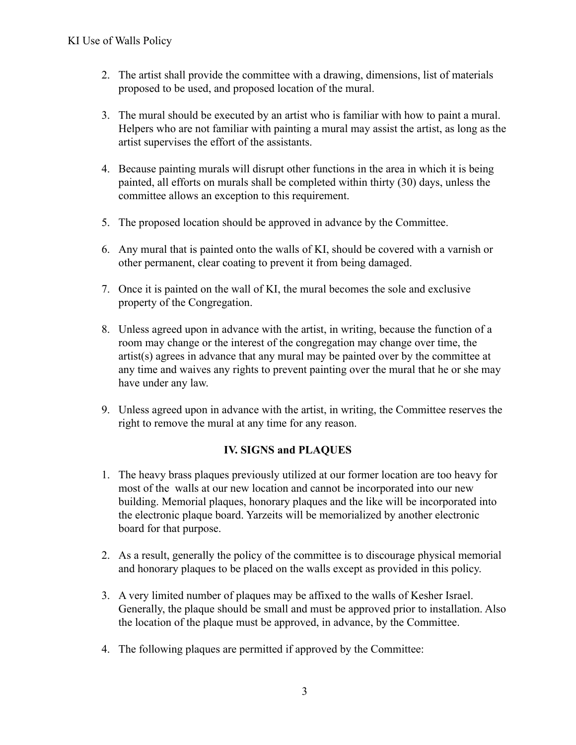2. The artist shall provide the committee with a drawing, dimensions, list of materials proposed to be used, and proposed location of the mural.

3. The mural should be executed by an artist who is familiar with how to paint a mural. Helpers who are not familiar with painting a mural may assist the artist, as long as the artist supervises the effort of the assistants.

4. Because painting murals will disrupt other functions in the area in which it is being painted, all efforts on murals shall be completed within thirty (30) days, unless the committee allows an exception to this requirement.

5. The proposed location should be approved in advance by the Committee.

6. Any mural that is painted onto the walls of KI, should be covered with a varnish or other permanent, clear coating to prevent it from being damaged.

7. Once it is painted on the wall of KI, the mural becomes the sole and exclusive property of the Congregation.

8. Unless agreed upon in advance with the artist, in writing, because the function of a room may change or the interest of the congregation may change over time, the artist(s) agrees in advance that any mural may be painted over by the committee at any time and waives any rights to prevent painting over the mural that he or she may have under any law.

9. Unless agreed upon in advance with the artist, in writing, the Committee reserves the right to remove the mural at any time for any reason.

## IV. SIGNS and PLAQUES

1. The heavy brass plaques previously utilized at our former location are too heavy for most of the walls at our new location and cannot be incorporated into our new building. Memorial plaques, honorary plaques and the like will be incorporated into the electronic plaque board. Yarzeits will be memorialized by another electronic board for that purpose.

2. As a result, generally the policy of the committee is to discourage physical memorial and honorary plaques to be placed on the walls except as provided in this policy.

3. A very limited number of plaques may be affixed to the walls of Kesher Israel. Generally, the plaque should be small and must be approved prior to installation. Also the location of the plaque must be approved, in advance, by the Committee.

4. The following plaques are permitted if approved by the Committee: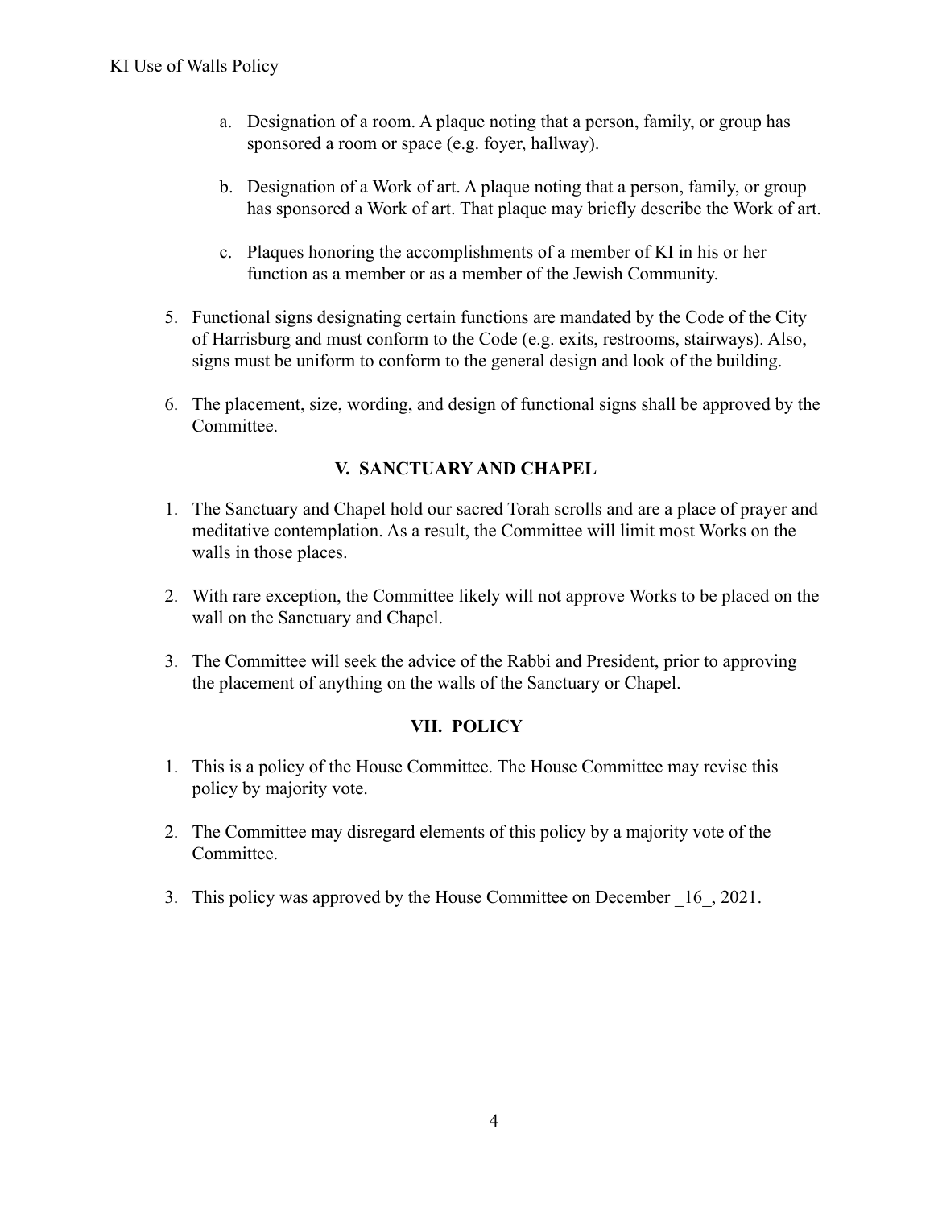a. Designation of a room. A plaque noting that a person, family, or group has sponsored a room or space (e.g. foyer, hallway).

b. Designation of a Work of art. A plaque noting that a person, family, or group has sponsored a Work of art. That plaque may briefly describe the Work of art.

c. Plaques honoring the accomplishments of a member of KI in his or her function as a member or as a member of the Jewish Community.

5. Functional signs designating certain functions are mandated by the Code of the City of Harrisburg and must conform to the Code (e.g. exits, restrooms, stairways). Also, signs must be uniform to conform to the general design and look of the building.

6. The placement, size, wording, and design of functional signs shall be approved by the Committee.

## V. SANCTUARY AND CHAPEL

1. The Sanctuary and Chapel hold our sacred Torah scrolls and are a place of prayer and meditative contemplation. As a result, the Committee will limit most Works on the walls in those places.

2. With rare exception, the Committee likely will not approve Works to be placed on the wall on the Sanctuary and Chapel.

3. The Committee will seek the advice of the Rabbi and President, prior to approving the placement of anything on the walls of the Sanctuary or Chapel.

## VII. POLICY

1. This is a policy of the House Committee. The House Committee may revise this policy by majority vote.

2. The Committee may disregard elements of this policy by a majority vote of the Committee.

3. This policy was approved by the House Committee on December _16_, 2021.